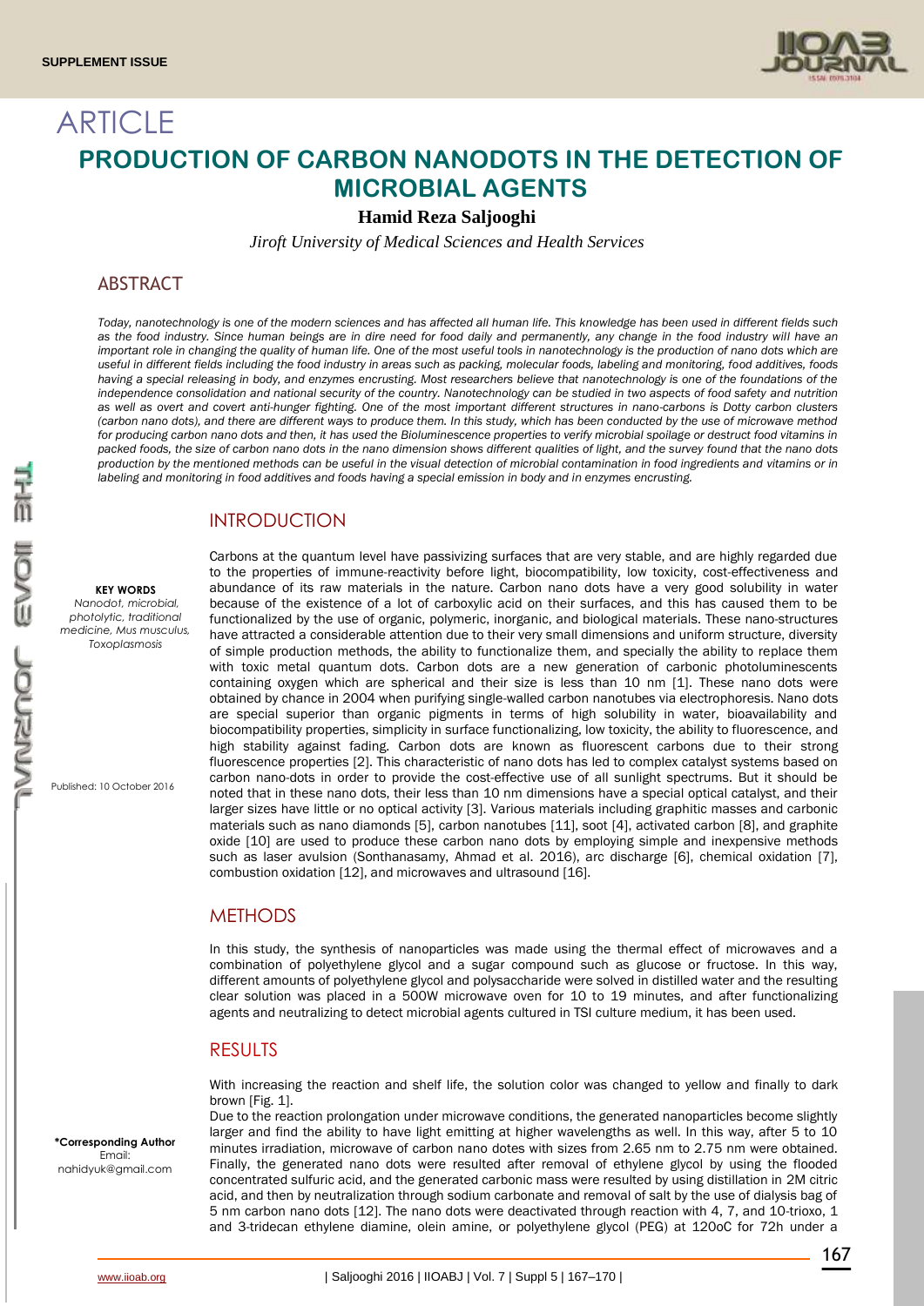SUPPLEMENT ISSUE

# ARTICLE

# PRODUCTION OF CARBON NANODOTS IN THE DETECTION OF MICROBIAL AGENTS

**Hamid Reza Saljooghi**

*Jiroft University of Medical Sciences and Health Services*

## ABSTRACT

*Today, nanotechnology is one of the modern sciences and has affected all human life. This knowledge has been used in different fields such as the food industry. Since human beings are in dire need for food daily and permanently, any change in the food industry will have an important role in changing the quality of human life. One of the most useful tools in nanotechnology is the production of nano dots which are useful in different fields including the food industry in areas such as packing, molecular foods, labeling and monitoring, food additives, foods having a special releasing in body, and enzymes encrusting. Most researchers believe that nanotechnology is one of the foundations of the independence consolidation and national security of the country. Nanotechnology can be studied in two aspects of food safety and nutrition as well as overt and covert anti-hunger fighting. One of the most important different structures in nano-carbons is Dotty carbon clusters (carbon nano dots), and there are different ways to produce them. In this study, which has been conducted by the use of microwave method for producing carbon nano dots and then, it has used the Bioluminescence properties to verify microbial spoilage or destruct food vitamins in packed foods, the size of carbon nano dots in the nano dimension shows different qualities of light, and the survey found that the nano dots production by the mentioned methods can be useful in the visual detection of microbial contamination in food ingredients and vitamins or in labeling and monitoring in food additives and foods having a special emission in body and in enzymes encrusting.*

**KEY WORDS**
*Nanodot, microbial, photolytic, traditional medicine, Mus musculus, Toxoplasmosis*

Published: 10 October 2016

*Corresponding Author
Email: nahidyuk@gmail.com

## INTRODUCTION

Carbons at the quantum level have passivizing surfaces that are very stable, and are highly regarded due to the properties of immune-reactivity before light, biocompatibility, low toxicity, cost-effectiveness and abundance of its raw materials in the nature. Carbon nano dots have a very good solubility in water because of the existence of a lot of carboxylic acid on their surfaces, and this has caused them to be functionalized by the use of organic, polymeric, inorganic, and biological materials. These nano-structures have attracted a considerable attention due to their very small dimensions and uniform structure, diversity of simple production methods, the ability to functionalize them, and specially the ability to replace them with toxic metal quantum dots. Carbon dots are a new generation of carbonic photoluminescents containing oxygen which are spherical and their size is less than 10 nm [1]. These nano dots were obtained by chance in 2004 when purifying single-walled carbon nanotubes via electrophoresis. Nano dots are special superior than organic pigments in terms of high solubility in water, bioavailability and biocompatibility properties, simplicity in surface functionalizing, low toxicity, the ability to fluorescence, and high stability against fading. Carbon dots are known as fluorescent carbons due to their strong fluorescence properties [2]. This characteristic of nano dots has led to complex catalyst systems based on carbon nano-dots in order to provide the cost-effective use of all sunlight spectrums. But it should be noted that in these nano dots, their less than 10 nm dimensions have a special optical catalyst, and their larger sizes have little or no optical activity [3]. Various materials including graphitic masses and carbonic materials such as nano diamonds [5], carbon nanotubes [11], soot [4], activated carbon [8], and graphite oxide [10] are used to produce these carbon nano dots by employing simple and inexpensive methods such as laser avulsion (Sonthanasamy, Ahmad et al. 2016), arc discharge [6], chemical oxidation [7], combustion oxidation [12], and microwaves and ultrasound [16].

## METHODS

In this study, the synthesis of nanoparticles was made using the thermal effect of microwaves and a combination of polyethylene glycol and a sugar compound such as glucose or fructose. In this way, different amounts of polyethylene glycol and polysaccharide were solved in distilled water and the resulting clear solution was placed in a 500W microwave oven for 10 to 19 minutes, and after functionalizing agents and neutralizing to detect microbial agents cultured in TSI culture medium, it has been used.

## RESULTS

With increasing the reaction and shelf life, the solution color was changed to yellow and finally to dark brown [Fig. 1].

Due to the reaction prolongation under microwave conditions, the generated nanoparticles become slightly larger and find the ability to have light emitting at higher wavelengths as well. In this way, after 5 to 10 minutes irradiation, microwave of carbon nano dotes with sizes from 2.65 nm to 2.75 nm were obtained. Finally, the generated nano dots were resulted after removal of ethylene glycol by using the flooded concentrated sulfuric acid, and the generated carbonic mass were resulted by using distillation in 2M citric acid, and then by neutralization through sodium carbonate and removal of salt by the use of dialysis bag of 5 nm carbon nano dots [12]. The nano dots were deactivated through reaction with 4, 7, and 10-trioxo, 1 and 3-tridecan ethylene diamine, olein amine, or polyethylene glycol (PEG) at 120oC for 72h under a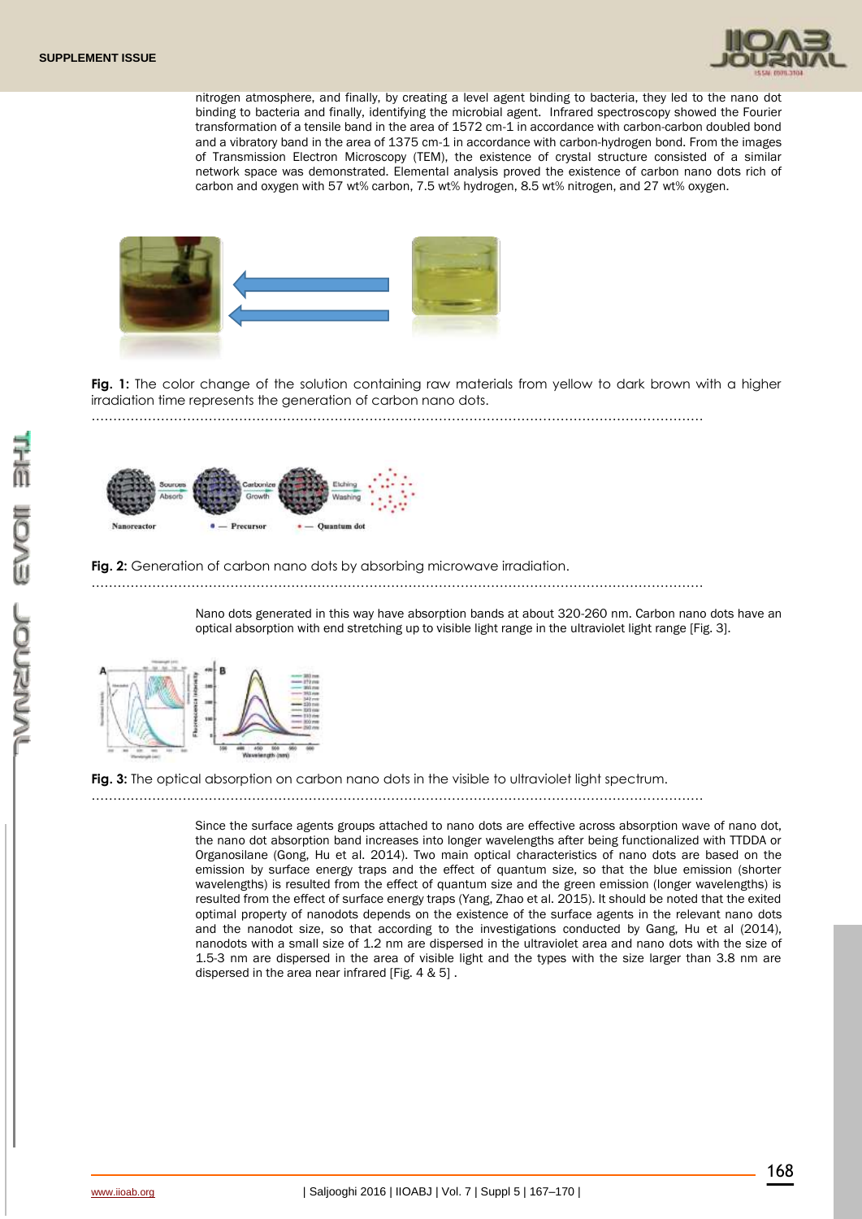nitrogen atmosphere, and finally, by creating a level agent binding to bacteria, they led to the nano dot binding to bacteria and finally, identifying the microbial agent. Infrared spectroscopy showed the Fourier transformation of a tensile band in the area of 1572 cm-1 in accordance with carbon-carbon doubled bond and a vibratory band in the area of 1375 cm-1 in accordance with carbon-hydrogen bond. From the images of Transmission Electron Microscopy (TEM), the existence of crystal structure consisted of a similar network space was demonstrated. Elemental analysis proved the existence of carbon nano dots rich of carbon and oxygen with 57 wt% carbon, 7.5 wt% hydrogen, 8.5 wt% nitrogen, and 27 wt% oxygen.

**Fig. 1:** The color change of the solution containing raw materials from yellow to dark brown with a higher irradiation time represents the generation of carbon nano dots.

**Fig. 2:** Generation of carbon nano dots by absorbing microwave irradiation.

Nano dots generated in this way have absorption bands at about 320-260 nm. Carbon nano dots have an optical absorption with end stretching up to visible light range in the ultraviolet light range [Fig. 3].

**Fig. 3:** The optical absorption on carbon nano dots in the visible to ultraviolet light spectrum.

Since the surface agents groups attached to nano dots are effective across absorption wave of nano dot, the nano dot absorption band increases into longer wavelengths after being functionalized with TTDDA or Organosilane (Gong, Hu et al. 2014). Two main optical characteristics of nano dots are based on the emission by surface energy traps and the effect of quantum size, so that the blue emission (shorter wavelengths) is resulted from the effect of quantum size and the green emission (longer wavelengths) is resulted from the effect of surface energy traps (Yang, Zhao et al. 2015). It should be noted that the exited optimal property of nanodots depends on the existence of the surface agents in the relevant nano dots and the nanodot size, so that according to the investigations conducted by Gang, Hu et al (2014), nanodots with a small size of 1.2 nm are dispersed in the ultraviolet area and nano dots with the size of 1.5-3 nm are dispersed in the area of visible light and the types with the size larger than 3.8 nm are dispersed in the area near infrared [Fig. 4 & 5] .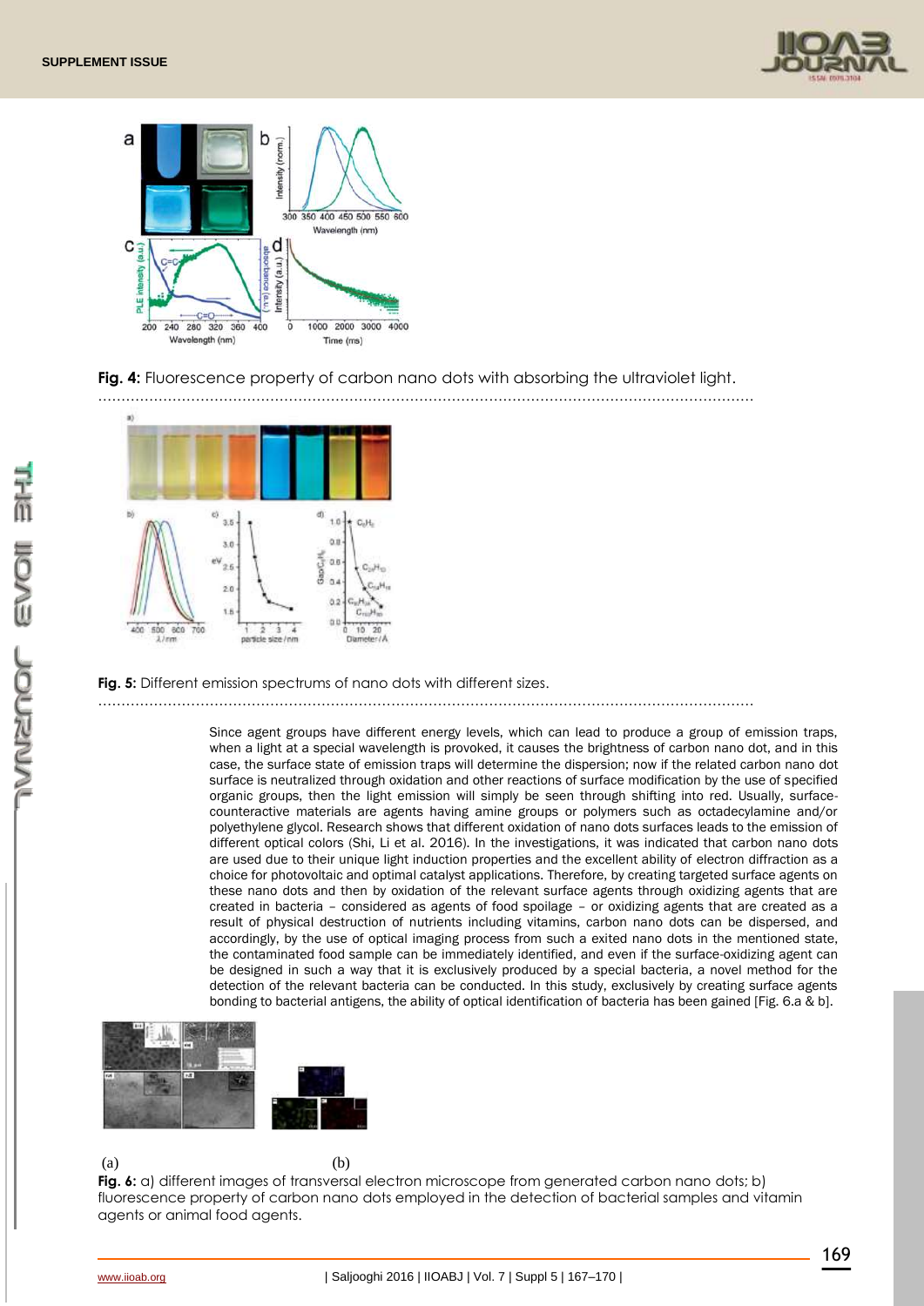**Fig. 4:** Fluorescence property of carbon nano dots with absorbing the ultraviolet light.

**Fig. 5:** Different emission spectrums of nano dots with different sizes.

Since agent groups have different energy levels, which can lead to produce a group of emission traps, when a light at a special wavelength is provoked, it causes the brightness of carbon nano dot, and in this case, the surface state of emission traps will determine the dispersion; now if the related carbon nano dot surface is neutralized through oxidation and other reactions of surface modification by the use of specified organic groups, then the light emission will simply be seen through shifting into red. Usually, surface-counteractive materials are agents having amine groups or polymers such as octadecylamine and/or polyethylene glycol. Research shows that different oxidation of nano dots surfaces leads to the emission of different optical colors (Shi, Li et al. 2016). In the investigations, it was indicated that carbon nano dots are used due to their unique light induction properties and the excellent ability of electron diffraction as a choice for photovoltaic and optimal catalyst applications. Therefore, by creating targeted surface agents on these nano dots and then by oxidation of the relevant surface agents through oxidizing agents that are created in bacteria – considered as agents of food spoilage – or oxidizing agents that are created as a result of physical destruction of nutrients including vitamins, carbon nano dots can be dispersed, and accordingly, by the use of optical imaging process from such a exited nano dots in the mentioned state, the contaminated food sample can be immediately identified, and even if the surface-oxidizing agent can be designed in such a way that it is exclusively produced by a special bacteria, a novel method for the detection of the relevant bacteria can be conducted. In this study, exclusively by creating surface agents bonding to bacterial antigens, the ability of optical identification of bacteria has been gained [Fig. 6.a & b].

(a) (b)

**Fig. 6:** a) different images of transversal electron microscope from generated carbon nano dots; b) fluorescence property of carbon nano dots employed in the detection of bacterial samples and vitamin agents or animal food agents.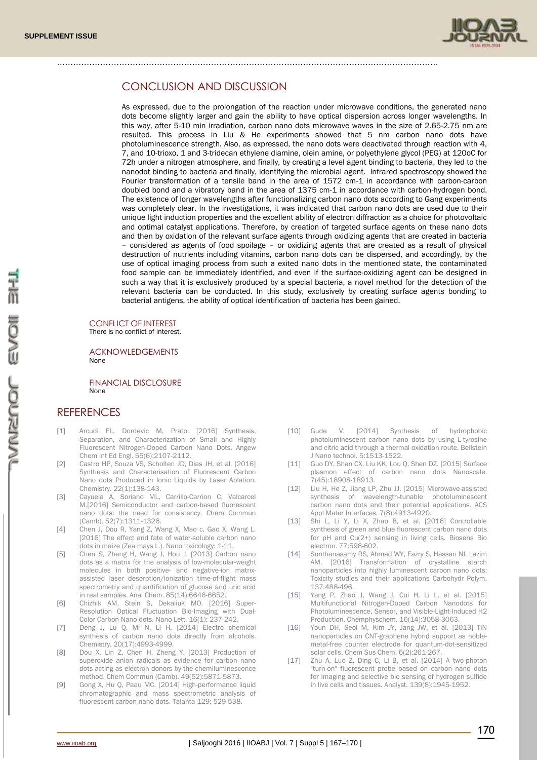## CONCLUSION AND DISCUSSION

As expressed, due to the prolongation of the reaction under microwave conditions, the generated nano dots become slightly larger and gain the ability to have optical dispersion across longer wavelengths. In this way, after 5-10 min irradiation, carbon nano dots microwave waves in the size of 2.65-2.75 nm are resulted. This process in Liu & He experiments showed that 5 nm carbon nano dots have photoluminescence strength. Also, as expressed, the nano dots were deactivated through reaction with 4, 7, and 10-trioxo, 1 and 3-tridecan ethylene diamine, olein amine, or polyethylene glycol (PEG) at 120oC for 72h under a nitrogen atmosphere, and finally, by creating a level agent binding to bacteria, they led to the nanodot binding to bacteria and finally, identifying the microbial agent. Infrared spectroscopy showed the Fourier transformation of a tensile band in the area of 1572 cm-1 in accordance with carbon-carbon doubled bond and a vibratory band in the area of 1375 cm-1 in accordance with carbon-hydrogen bond. The existence of longer wavelengths after functionalizing carbon nano dots according to Gang experiments was completely clear. In the investigations, it was indicated that carbon nano dots are used due to their unique light induction properties and the excellent ability of electron diffraction as a choice for photovoltaic and optimal catalyst applications. Therefore, by creation of targeted surface agents on these nano dots and then by oxidation of the relevant surface agents through oxidizing agents that are created in bacteria – considered as agents of food spoilage – or oxidizing agents that are created as a result of physical destruction of nutrients including vitamins, carbon nano dots can be dispersed, and accordingly, by the use of optical imaging process from such a exited nano dots in the mentioned state, the contaminated food sample can be immediately identified, and even if the surface-oxidizing agent can be designed in such a way that it is exclusively produced by a special bacteria, a novel method for the detection of the relevant bacteria can be conducted. In this study, exclusively by creating surface agents bonding to bacterial antigens, the ability of optical identification of bacteria has been gained.

### CONFLICT OF INTEREST

There is no conflict of interest.

### ACKNOWLEDGEMENTS

None

### FINANCIAL DISCLOSURE

None

## REFERENCES

[1] Arcudi FL, Dordevic M, Prato. [2016] Synthesis, Separation, and Characterization of Small and Highly Fluorescent Nitrogen-Doped Carbon Nano Dots. Angew Chem Int Ed Engl. 55(6):2107-2112.

[2] Castro HP, Souza VS, Scholten JD, Dias JH, et al. [2016] Synthesis and Characterisation of Fluorescent Carbon Nano dots Produced in Ionic Liquids by Laser Ablation. Chemistry. 22(1):138-143.

[3] Cayuela A, Soriano ML, Carrillo-Carrion C, Valcarcel M.[2016] Semiconductor and carbon-based fluorescent nano dots: the need for consistency. Chem Commun (Camb). 52(7):1311-1326.

[4] Chen J, Dou R, Yang Z, Wang X, Mao c, Gao X, Wang L. [2016] The effect and fate of water-soluble carbon nano dots in maize (Zea mays L.). Nano toxicology: 1-11.

[5] Chen S, Zheng H, Wang J, Hou J. [2013] Carbon nano dots as a matrix for the analysis of low-molecular-weight molecules in both positive- and negative-ion matrix-assisted laser desorption/ionization time-of-flight mass spectrometry and quantification of glucose and uric acid in real samples. Anal Chem. 85(14):6646-6652.

[6] Chizhik AM, Stein S, Dekaliuk MO. [2016] Super-Resolution Optical Fluctuation Bio-Imaging with Dual-Color Carbon Nano dots. Nano Lett. 16(1): 237-242.

[7] Deng J, Lu Q, Mi N, Li H. [2014] Electro chemical synthesis of carbon nano dots directly from alcohols. Chemistry. 20(17):4993-4999.

[8] Dou X, Lin Z, Chen H, Zheng Y. [2013] Production of superoxide anion radicals as evidence for carbon nano dots acting as electron donors by the chemiluminescence method. Chem Commun (Camb). 49(52):5871-5873.

[9] Gong X, Hu Q, Paau MC. [2014] High-performance liquid chromatographic and mass spectrometric analysis of fluorescent carbon nano dots. Talanta 129: 529-538.

[10] Gude V. [2014] Synthesis of hydrophobic photoluminescent carbon nano dots by using L-tyrosine and citric acid through a thermal oxidation route. Beilstein J Nano technol. 5:1513-1522.

[11] Guo DY, Shan CX, Liu KK, Lou Q, Shen DZ. [2015] Surface plasmon effect of carbon nano dots Nanoscale. 7(45):18908-18913.

[12] Liu H, He Z, Jiang LP, Zhu JJ. [2015] Microwave-assisted synthesis of wavelength-tunable photoluminescent carbon nano dots and their potential applications. ACS Appl Mater Interfaces. 7(8):4913-4920.

[13] Shi L, Li Y, Li X, Zhao B, et al. [2016] Controllable synthesis of green and blue fluorescent carbon nano dots for pH and Cu(2+) sensing in living cells. Biosens Bio electron. 77:598-602.

[14] Sonthanasamy RS, Ahmad WY, Fazry S, Hassan NI, Lazim AM. [2016] Transformation of crystalline starch nanoparticles into highly luminescent carbon nano dots: Toxicity studies and their applications Carbohydr Polym. 137:488-496.

[15] Yang P, Zhao J, Wang J, Cui H, Li L, et al. [2015] Multifunctional Nitrogen-Doped Carbon Nanodots for Photoluminescence, Sensor, and Visible-Light-Induced H2 Production. Chemphyschem. 16(14):3058-3063.

[16] Youn DH, Seol M, Kim JY, Jang JW, et al. [2013] TiN nanoparticles on CNT-graphene hybrid support as noble-metal-free counter electrode for quantum-dot-sensitized solar cells. Chem Sus Chem. 6(2):261-267.

[17] Zhu A, Luo Z, Ding C, Li B, et al. [2014] A two-photon "turn-on" fluorescent probe based on carbon nano dots for imaging and selective bio sensing of hydrogen sulfide in live cells and tissues. Analyst. 139(8):1945-1952.